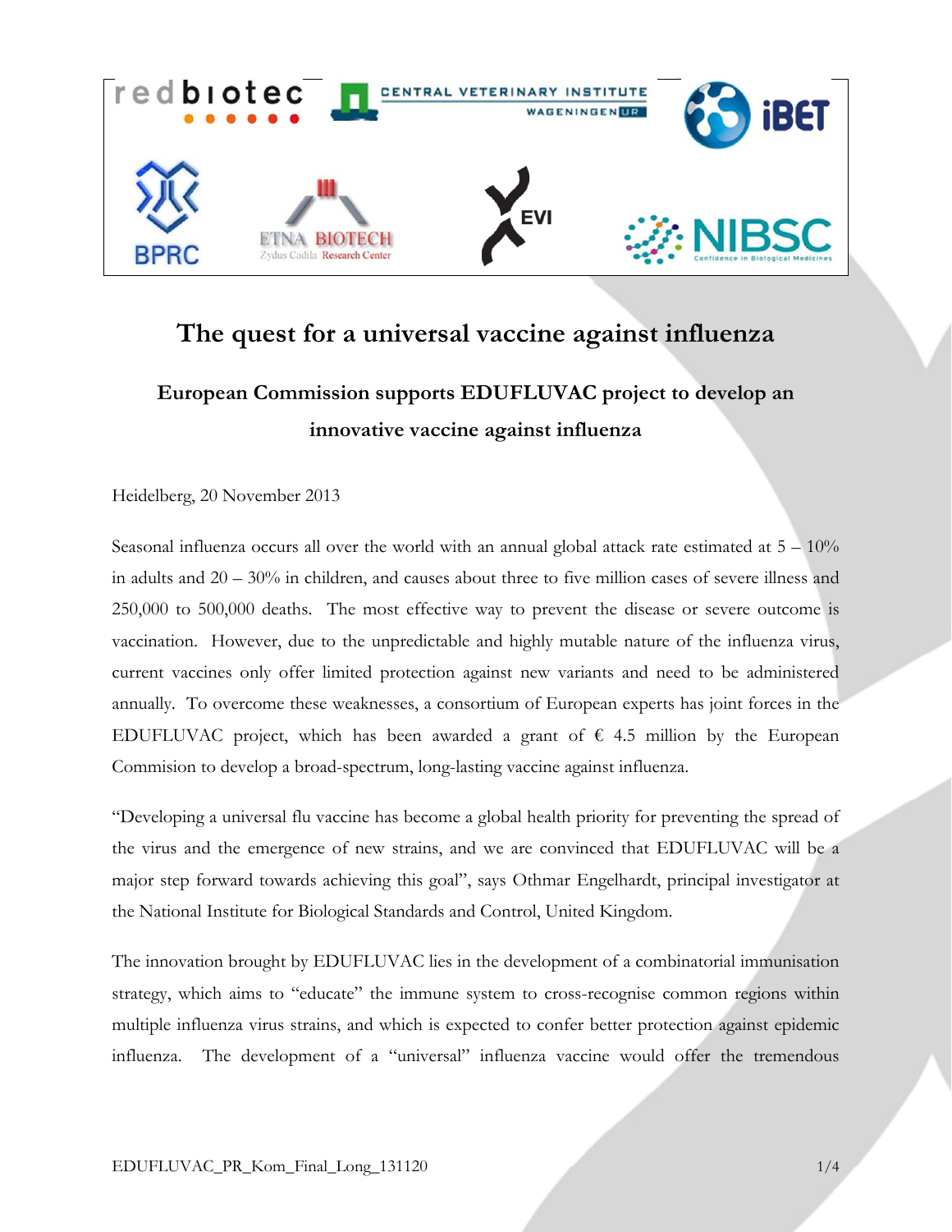# The quest for a universal vaccine against influenza

## European Commission supports EDUFLUVAC project to develop an innovative vaccine against influenza

Heidelberg, 20 November 2013

Seasonal influenza occurs all over the world with an annual global attack rate estimated at 5 – 10% in adults and 20 – 30% in children, and causes about three to five million cases of severe illness and 250,000 to 500,000 deaths. The most effective way to prevent the disease or severe outcome is vaccination. However, due to the unpredictable and highly mutable nature of the influenza virus, current vaccines only offer limited protection against new variants and need to be administered annually. To overcome these weaknesses, a consortium of European experts has joint forces in the EDUFLUVAC project, which has been awarded a grant of € 4.5 million by the European Commision to develop a broad-spectrum, long-lasting vaccine against influenza.

"Developing a universal flu vaccine has become a global health priority for preventing the spread of the virus and the emergence of new strains, and we are convinced that EDUFLUVAC will be a major step forward towards achieving this goal", says Othmar Engelhardt, principal investigator at the National Institute for Biological Standards and Control, United Kingdom.

The innovation brought by EDUFLUVAC lies in the development of a combinatorial immunisation strategy, which aims to "educate" the immune system to cross-recognise common regions within multiple influenza virus strains, and which is expected to confer better protection against epidemic influenza. The development of a "universal" influenza vaccine would offer the tremendous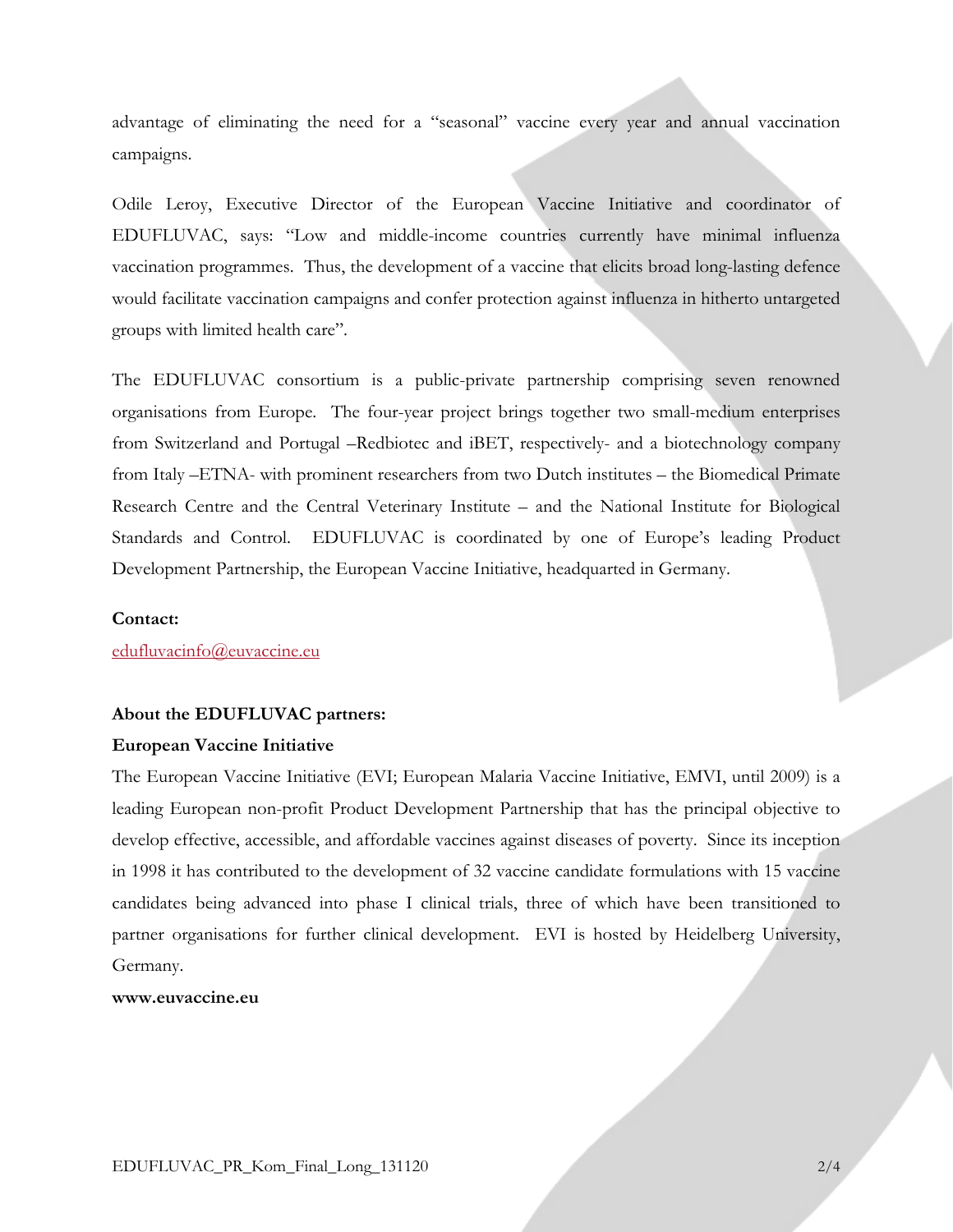advantage of eliminating the need for a "seasonal" vaccine every year and annual vaccination campaigns.

Odile Leroy, Executive Director of the European Vaccine Initiative and coordinator of EDUFLUVAC, says: "Low and middle-income countries currently have minimal influenza vaccination programmes. Thus, the development of a vaccine that elicits broad long-lasting defence would facilitate vaccination campaigns and confer protection against influenza in hitherto untargeted groups with limited health care".

The EDUFLUVAC consortium is a public-private partnership comprising seven renowned organisations from Europe. The four-year project brings together two small-medium enterprises from Switzerland and Portugal –Redbiotec and iBET, respectively- and a biotechnology company from Italy –ETNA- with prominent researchers from two Dutch institutes – the Biomedical Primate Research Centre and the Central Veterinary Institute – and the National Institute for Biological Standards and Control. EDUFLUVAC is coordinated by one of Europe's leading Product Development Partnership, the European Vaccine Initiative, headquarted in Germany.

**Contact:**

edufluvacinfo@euvaccine.eu

**About the EDUFLUVAC partners:**

**European Vaccine Initiative**

The European Vaccine Initiative (EVI; European Malaria Vaccine Initiative, EMVI, until 2009) is a leading European non-profit Product Development Partnership that has the principal objective to develop effective, accessible, and affordable vaccines against diseases of poverty. Since its inception in 1998 it has contributed to the development of 32 vaccine candidate formulations with 15 vaccine candidates being advanced into phase I clinical trials, three of which have been transitioned to partner organisations for further clinical development. EVI is hosted by Heidelberg University, Germany.

**www.euvaccine.eu**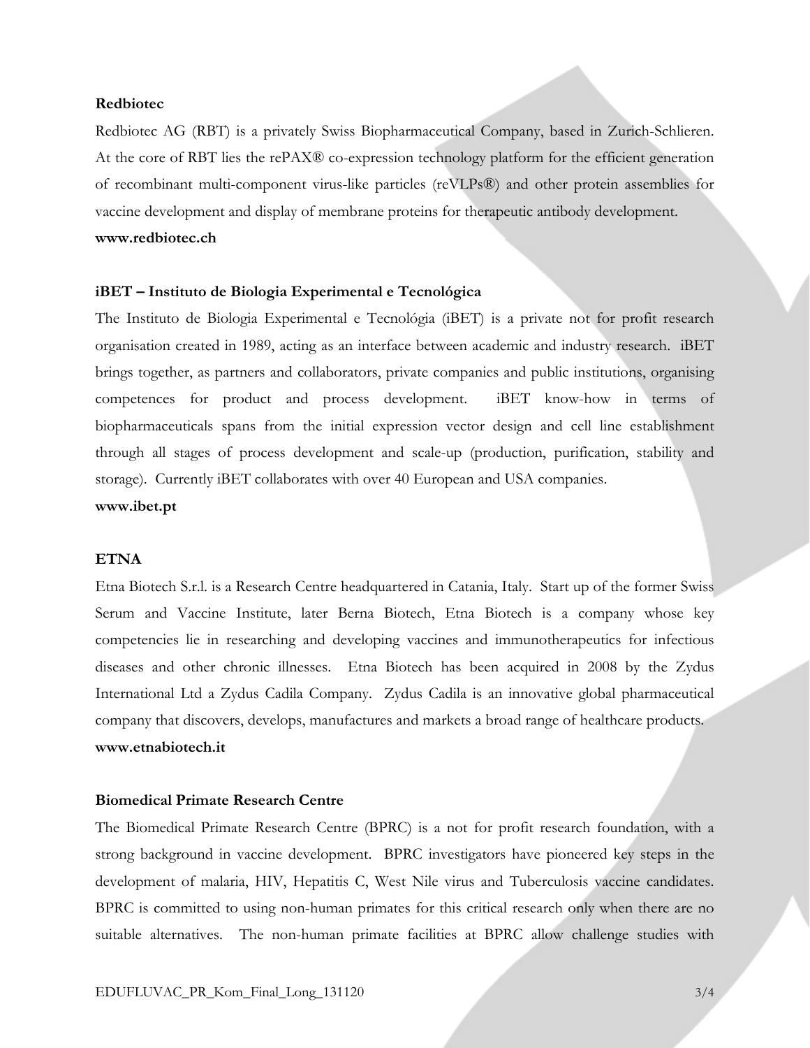**Redbiotec**

Redbiotec AG (RBT) is a privately Swiss Biopharmaceutical Company, based in Zurich-Schlieren. At the core of RBT lies the rePAX® co-expression technology platform for the efficient generation of recombinant multi-component virus-like particles (reVLPs®) and other protein assemblies for vaccine development and display of membrane proteins for therapeutic antibody development.

**www.redbiotec.ch**

**iBET – Instituto de Biologia Experimental e Tecnológica**

The Instituto de Biologia Experimental e Tecnológia (iBET) is a private not for profit research organisation created in 1989, acting as an interface between academic and industry research. iBET brings together, as partners and collaborators, private companies and public institutions, organising competences for product and process development. iBET know-how in terms of biopharmaceuticals spans from the initial expression vector design and cell line establishment through all stages of process development and scale-up (production, purification, stability and storage). Currently iBET collaborates with over 40 European and USA companies.

**www.ibet.pt**

**ETNA**

Etna Biotech S.r.l. is a Research Centre headquartered in Catania, Italy. Start up of the former Swiss Serum and Vaccine Institute, later Berna Biotech, Etna Biotech is a company whose key competencies lie in researching and developing vaccines and immunotherapeutics for infectious diseases and other chronic illnesses. Etna Biotech has been acquired in 2008 by the Zydus International Ltd a Zydus Cadila Company. Zydus Cadila is an innovative global pharmaceutical company that discovers, develops, manufactures and markets a broad range of healthcare products.

**www.etnabiotech.it**

**Biomedical Primate Research Centre**

The Biomedical Primate Research Centre (BPRC) is a not for profit research foundation, with a strong background in vaccine development. BPRC investigators have pioneered key steps in the development of malaria, HIV, Hepatitis C, West Nile virus and Tuberculosis vaccine candidates. BPRC is committed to using non-human primates for this critical research only when there are no suitable alternatives. The non-human primate facilities at BPRC allow challenge studies with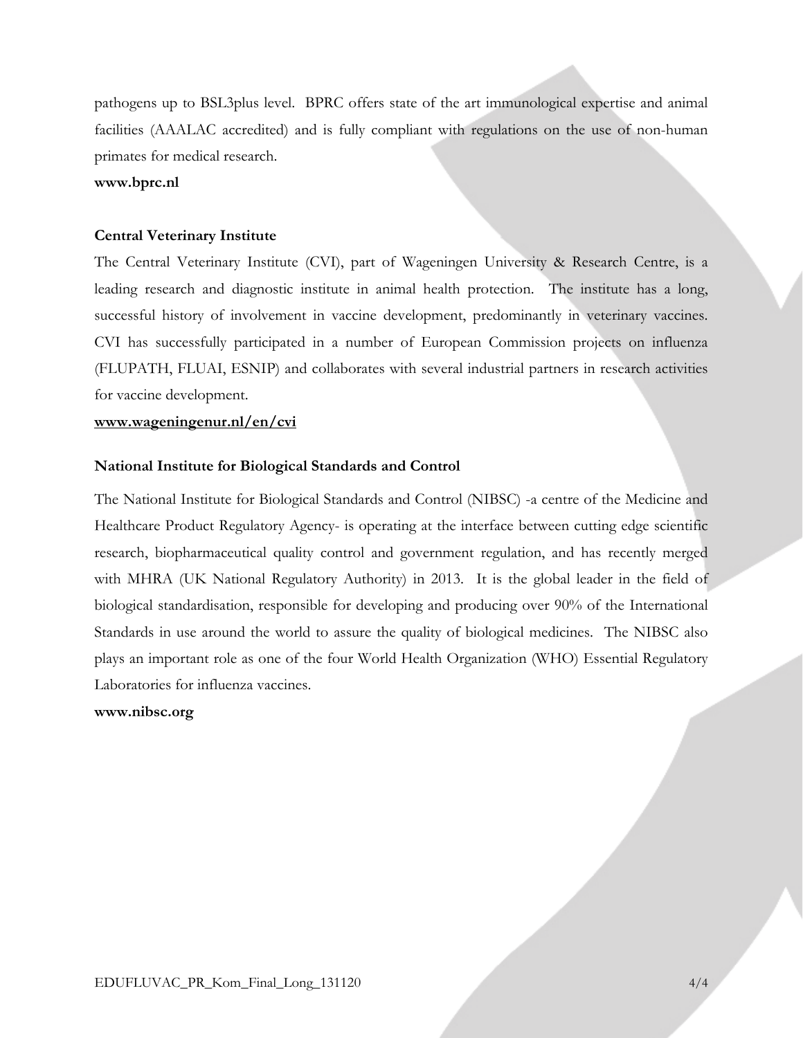pathogens up to BSL3plus level. BPRC offers state of the art immunological expertise and animal facilities (AAALAC accredited) and is fully compliant with regulations on the use of non-human primates for medical research.

**www.bprc.nl**

**Central Veterinary Institute**

The Central Veterinary Institute (CVI), part of Wageningen University & Research Centre, is a leading research and diagnostic institute in animal health protection. The institute has a long, successful history of involvement in vaccine development, predominantly in veterinary vaccines. CVI has successfully participated in a number of European Commission projects on influenza (FLUPATH, FLUAI, ESNIP) and collaborates with several industrial partners in research activities for vaccine development.

**www.wageningenur.nl/en/cvi**

**National Institute for Biological Standards and Control**

The National Institute for Biological Standards and Control (NIBSC) -a centre of the Medicine and Healthcare Product Regulatory Agency- is operating at the interface between cutting edge scientific research, biopharmaceutical quality control and government regulation, and has recently merged with MHRA (UK National Regulatory Authority) in 2013. It is the global leader in the field of biological standardisation, responsible for developing and producing over 90% of the International Standards in use around the world to assure the quality of biological medicines. The NIBSC also plays an important role as one of the four World Health Organization (WHO) Essential Regulatory Laboratories for influenza vaccines.

**www.nibsc.org**